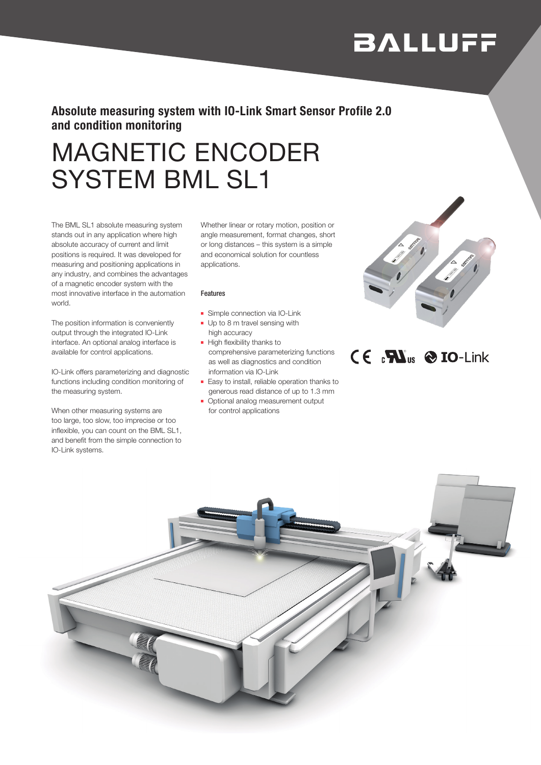BALLUFF

**Absolute measuring system with IO-Link Smart Sensor Profile 2.0 and condition monitoring**

# MAGNETIC ENCODER SYSTEM BML SL1

The BML SL1 absolute measuring system stands out in any application where high absolute accuracy of current and limit positions is required. It was developed for measuring and positioning applications in any industry, and combines the advantages of a magnetic encoder system with the most innovative interface in the automation world.

The position information is conveniently output through the integrated IO-Link interface. An optional analog interface is available for control applications.

IO-Link offers parameterizing and diagnostic functions including condition monitoring of the measuring system.

When other measuring systems are too large, too slow, too imprecise or too inflexible, you can count on the BML SL1, and benefit from the simple connection to IO-Link systems.

Whether linear or rotary motion, position or angle measurement, format changes, short or long distances – this system is a simple and economical solution for countless applications.

### Features

- Simple connection via IO-Link
- Up to 8 m travel sensing with high accuracy
- High flexibility thanks to comprehensive parameterizing functions as well as diagnostics and condition information via IO-Link
- Easy to install, reliable operation thanks to generous read distance of up to 1.3 mm
- Optional analog measurement output for control applications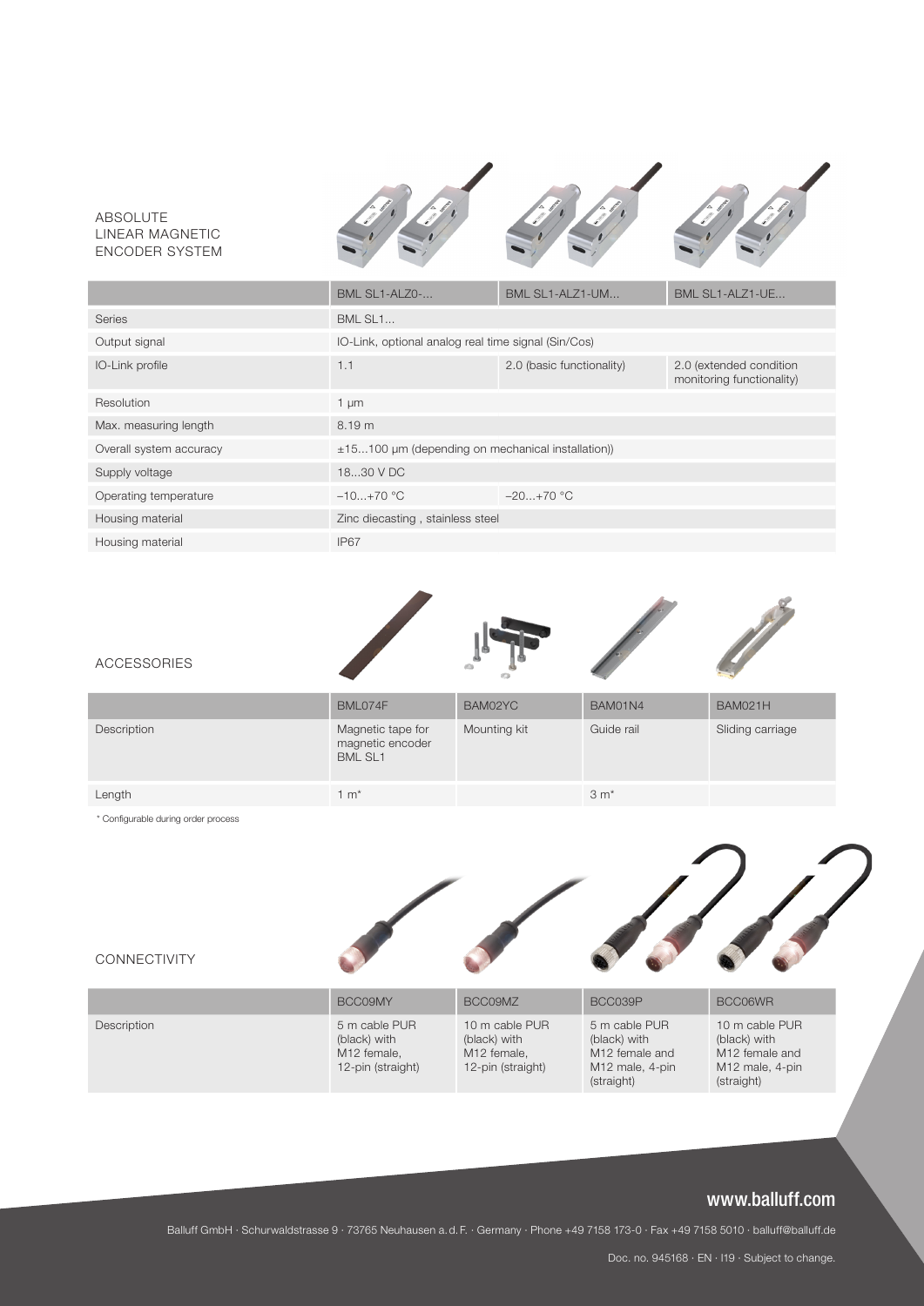## ABSOLUTE LINEAR MAGNETIC ENCODER SYSTEM

| | BML SL1-ALZ0-... | BML SL1-ALZ1-UM... | BML SL1-ALZ1-UE... |
|---|---|---|---|
| Series | BML SL1... | | |
| Output signal | IO-Link, optional analog real time signal (Sin/Cos) | | |
| IO-Link profile | 1.1 | 2.0 (basic functionality) | 2.0 (extended condition monitoring functionality) |
| Resolution | 1 µm | | |
| Max. measuring length | 8.19 m | | |
| Overall system accuracy | ±15...100 µm (depending on mechanical installation)) | | |
| Supply voltage | 18...30 V DC | | |
| Operating temperature | –10...+70 °C | –20...+70 °C | |
| Housing material | Zinc diecasting , stainless steel | | |
| Housing material | IP67 | | |

## ACCESSORIES

| | BML074F | BAM02YC | BAM01N4 | BAM021H |
|---|---|---|---|---|
| Description | Magnetic tape for magnetic encoder BML SL1 | Mounting kit | Guide rail | Sliding carriage |
| Length | 1 m* | | 3 m* | |

* Configurable during order process

## CONNECTIVITY

| | BCC09MY | BCC09MZ | BCC039P | BCC06WR |
|---|---|---|---|---|
| Description | 5 m cable PUR (black) with M12 female, 12-pin (straight) | 10 m cable PUR (black) with M12 female, 12-pin (straight) | 5 m cable PUR (black) with M12 female and M12 male, 4-pin (straight) | 10 m cable PUR (black) with M12 female and M12 male, 4-pin (straight) |

www.balluff.com

Balluff GmbH · Schurwaldstrasse 9 · 73765 Neuhausen a. d. F. · Germany · Phone +49 7158 173-0 · Fax +49 7158 5010 · balluff@balluff.de

Doc. no. 945168 · EN · I19 · Subject to change.